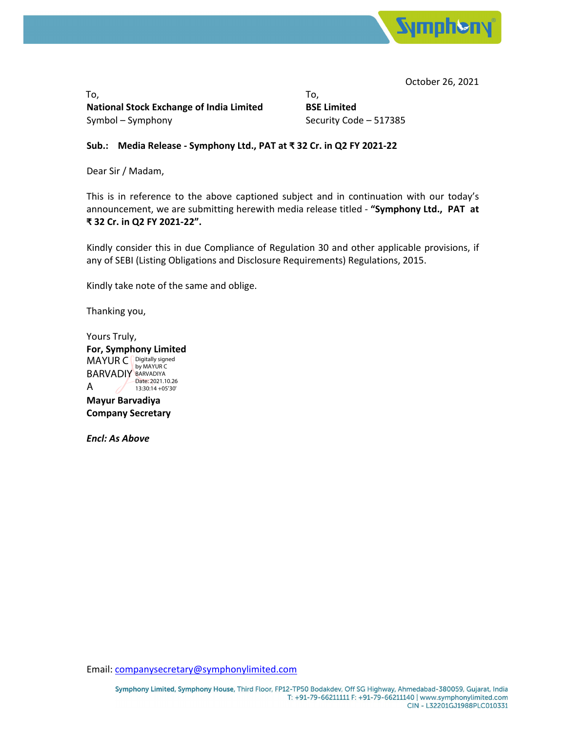October 26, 2021

To,
**National Stock Exchange of India Limited**
Symbol – Symphony

To,
**BSE Limited**
Security Code – 517385

**Sub.: Media Release - Symphony Ltd., PAT at ₹ 32 Cr. in Q2 FY 2021-22**

Dear Sir / Madam,

This is in reference to the above captioned subject and in continuation with our today's announcement, we are submitting herewith media release titled - **"Symphony Ltd., PAT at ₹ 32 Cr. in Q2 FY 2021-22".**

Kindly consider this in due Compliance of Regulation 30 and other applicable provisions, if any of SEBI (Listing Obligations and Disclosure Requirements) Regulations, 2015.

Kindly take note of the same and oblige.

Thanking you,

Yours Truly,
**For, Symphony Limited**
MAYUR C BARVADIYA
Digitally signed by MAYUR C BARVADIYA
Date: 2021.10.26 13:30:14 +05'30'

**Mayur Barvadiya**
**Company Secretary**

***Encl: As Above***

Email: companysecretary@symphonylimited.com

Symphony Limited, Symphony House, Third Floor, FP12-TP50 Bodakdev, Off SG Highway, Ahmedabad-380059, Gujarat, India
T: +91-79-66211111 F: +91-79-66211140 | www.symphonylimited.com
CIN - L32201GJ1988PLC010331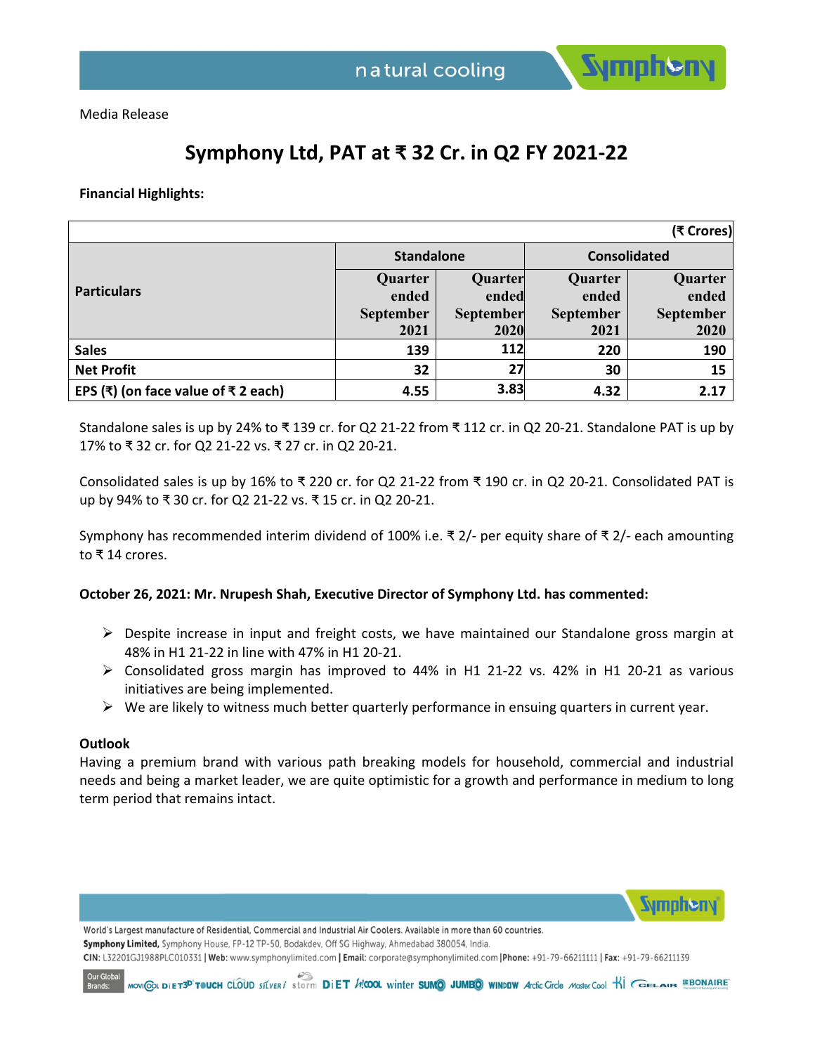Media Release

# Symphony Ltd, PAT at ₹ 32 Cr. in Q2 FY 2021-22

**Financial Highlights:**

| | | | | (₹ Crores) |
|---|---|---|---|---|
| **Particulars** | **Standalone** | | **Consolidated** | |
| | **Quarter ended September 2021** | **Quarter ended September 2020** | **Quarter ended September 2021** | **Quarter ended September 2020** |
| **Sales** | **139** | **112** | **220** | **190** |
| **Net Profit** | **32** | **27** | **30** | **15** |
| **EPS (₹) (on face value of ₹ 2 each)** | **4.55** | **3.83** | **4.32** | **2.17** |

Standalone sales is up by 24% to ₹ 139 cr. for Q2 21-22 from ₹ 112 cr. in Q2 20-21. Standalone PAT is up by 17% to ₹ 32 cr. for Q2 21-22 vs. ₹ 27 cr. in Q2 20-21.

Consolidated sales is up by 16% to ₹ 220 cr. for Q2 21-22 from ₹ 190 cr. in Q2 20-21. Consolidated PAT is up by 94% to ₹ 30 cr. for Q2 21-22 vs. ₹ 15 cr. in Q2 20-21.

Symphony has recommended interim dividend of 100% i.e. ₹ 2/- per equity share of ₹ 2/- each amounting to ₹ 14 crores.

**October 26, 2021: Mr. Nrupesh Shah, Executive Director of Symphony Ltd. has commented:**

- Despite increase in input and freight costs, we have maintained our Standalone gross margin at 48% in H1 21-22 in line with 47% in H1 20-21.
- Consolidated gross margin has improved to 44% in H1 21-22 vs. 42% in H1 20-21 as various initiatives are being implemented.
- We are likely to witness much better quarterly performance in ensuing quarters in current year.

**Outlook**

Having a premium brand with various path breaking models for household, commercial and industrial needs and being a market leader, we are quite optimistic for a growth and performance in medium to long term period that remains intact.

World's Largest manufacture of Residential, Commercial and Industrial Air Coolers. Available in more than 60 countries.

**Symphony Limited,** Symphony House, FP-12 TP-50, Bodakdev, Off SG Highway, Ahmedabad 380054, India.

CIN: L32201GJ1988PLC010331 | Web: www.symphonylimited.com | Email: corporate@symphonylimited.com | Phone: +91-79-66211111 | Fax: +91-79-66211139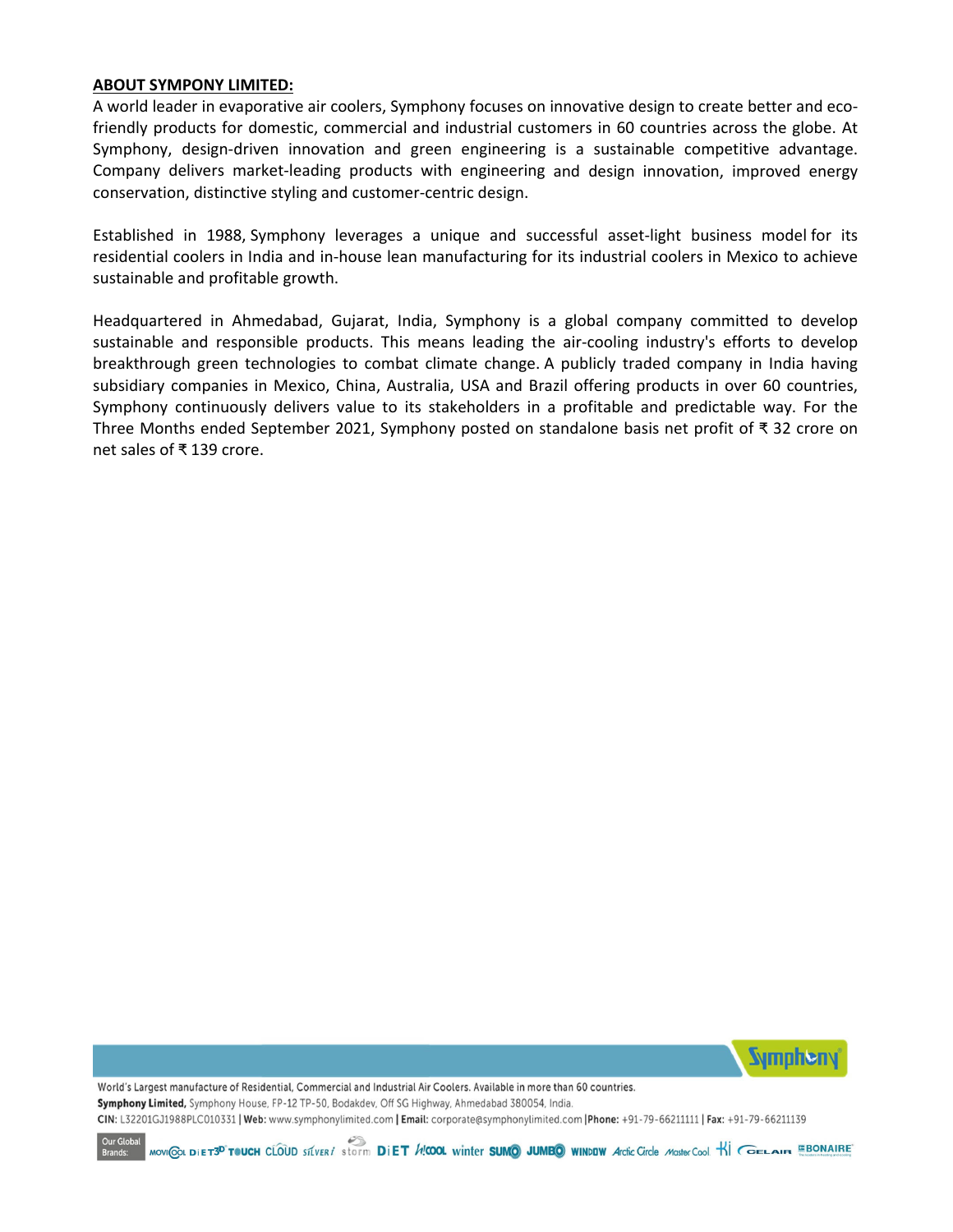**ABOUT SYMPONY LIMITED:**

A world leader in evaporative air coolers, Symphony focuses on innovative design to create better and eco-friendly products for domestic, commercial and industrial customers in 60 countries across the globe. At Symphony, design-driven innovation and green engineering is a sustainable competitive advantage. Company delivers market-leading products with engineering and design innovation, improved energy conservation, distinctive styling and customer-centric design.

Established in 1988, Symphony leverages a unique and successful asset-light business model for its residential coolers in India and in-house lean manufacturing for its industrial coolers in Mexico to achieve sustainable and profitable growth.

Headquartered in Ahmedabad, Gujarat, India, Symphony is a global company committed to develop sustainable and responsible products. This means leading the air-cooling industry's efforts to develop breakthrough green technologies to combat climate change. A publicly traded company in India having subsidiary companies in Mexico, China, Australia, USA and Brazil offering products in over 60 countries, Symphony continuously delivers value to its stakeholders in a profitable and predictable way. For the Three Months ended September 2021, Symphony posted on standalone basis net profit of ₹ 32 crore on net sales of ₹ 139 crore.